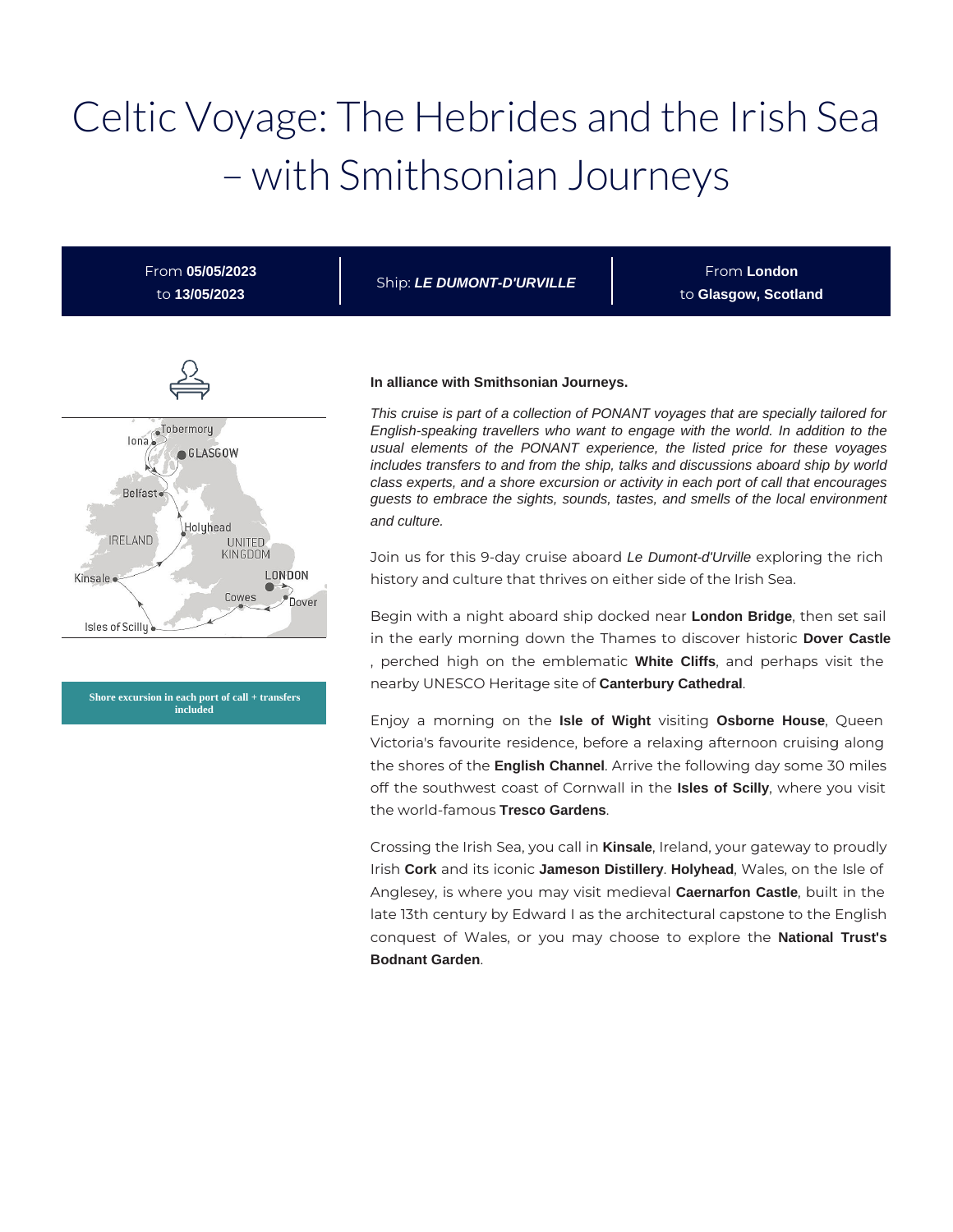# Celtic Voyage: The Hebrides and the Irish Sea – with Smithsonian Journeys

| From **05/05/2023** to **13/05/2023** | Ship: ***LE DUMONT-D'URVILLE*** | From **London** to **Glasgow, Scotland** |
| --- | --- | --- |

Iona
Tobermory
GLASGOW
Belfast
Holyhead
IRELAND
UNITED KINGDOM
LONDON
Kinsale
Cowes
Dover
Isles of Scilly

**Shore excursion in each port of call + transfers included**

**In alliance with Smithsonian Journeys.**

*This cruise is part of a collection of PONANT voyages that are specially tailored for English-speaking travellers who want to engage with the world. In addition to the usual elements of the PONANT experience, the listed price for these voyages includes transfers to and from the ship, talks and discussions aboard ship by world class experts, and a shore excursion or activity in each port of call that encourages guests to embrace the sights, sounds, tastes, and smells of the local environment and culture.*

Join us for this 9-day cruise aboard *Le Dumont-d'Urville* exploring the rich history and culture that thrives on either side of the Irish Sea.

Begin with a night aboard ship docked near **London Bridge**, then set sail in the early morning down the Thames to discover historic **Dover Castle** , perched high on the emblematic **White Cliffs**, and perhaps visit the nearby UNESCO Heritage site of **Canterbury Cathedral**.

Enjoy a morning on the **Isle of Wight** visiting **Osborne House**, Queen Victoria's favourite residence, before a relaxing afternoon cruising along the shores of the **English Channel**. Arrive the following day some 30 miles off the southwest coast of Cornwall in the **Isles of Scilly**, where you visit the world-famous **Tresco Gardens**.

Crossing the Irish Sea, you call in **Kinsale**, Ireland, your gateway to proudly Irish **Cork** and its iconic **Jameson Distillery**. **Holyhead**, Wales, on the Isle of Anglesey, is where you may visit medieval **Caernarfon Castle**, built in the late 13th century by Edward I as the architectural capstone to the English conquest of Wales, or you may choose to explore the **National Trust's Bodnant Garden**.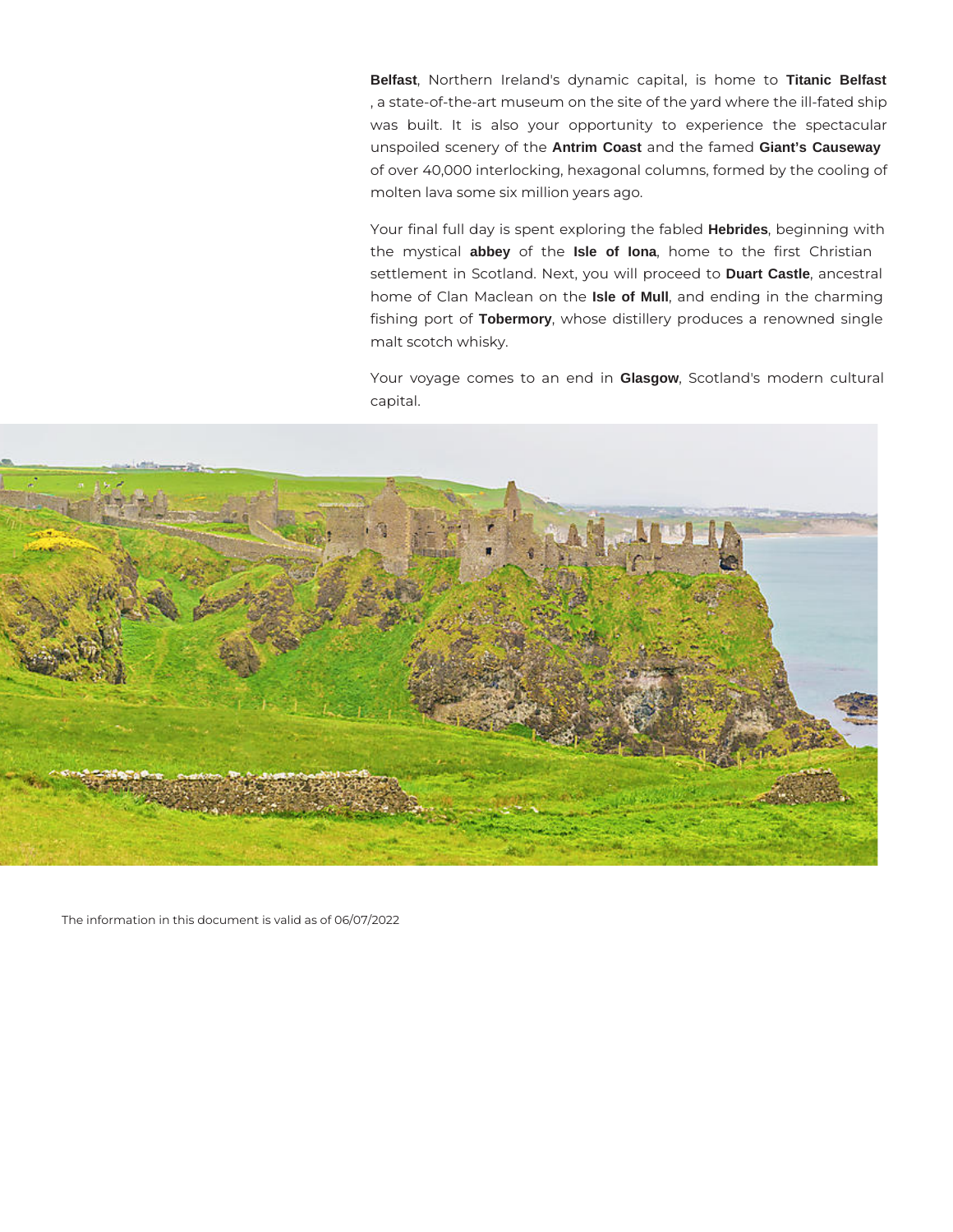**Belfast**, Northern Ireland's dynamic capital, is home to **Titanic Belfast** , a state-of-the-art museum on the site of the yard where the ill-fated ship was built. It is also your opportunity to experience the spectacular unspoiled scenery of the **Antrim Coast** and the famed **Giant's Causeway** of over 40,000 interlocking, hexagonal columns, formed by the cooling of molten lava some six million years ago.

Your final full day is spent exploring the fabled **Hebrides**, beginning with the mystical **abbey** of the **Isle of Iona**, home to the first Christian settlement in Scotland. Next, you will proceed to **Duart Castle**, ancestral home of Clan Maclean on the **Isle of Mull**, and ending in the charming fishing port of **Tobermory**, whose distillery produces a renowned single malt scotch whisky.

Your voyage comes to an end in **Glasgow**, Scotland's modern cultural capital.

The information in this document is valid as of 06/07/2022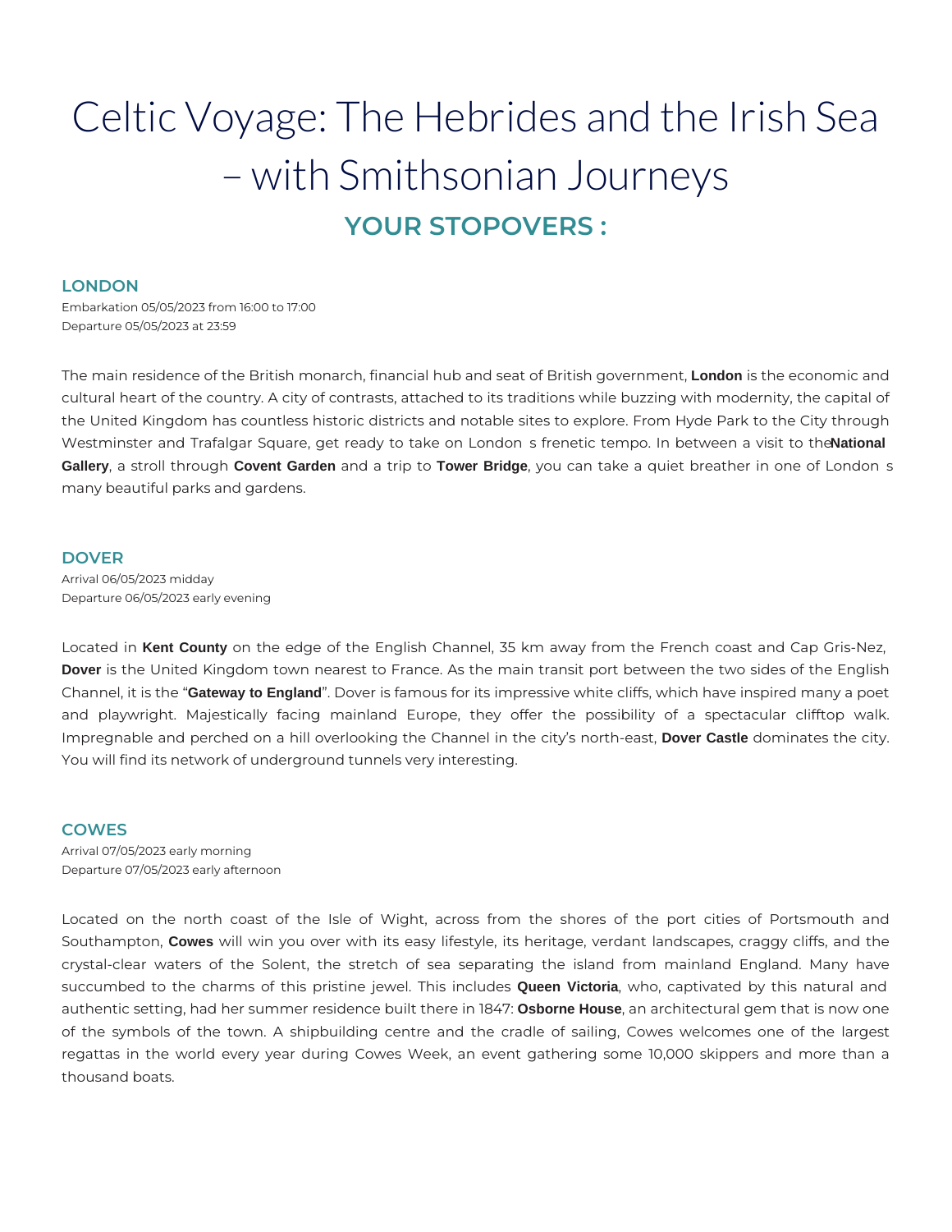# Celtic Voyage: The Hebrides and the Irish Sea – with Smithsonian Journeys

## YOUR STOPOVERS :

### LONDON

Embarkation 05/05/2023 from 16:00 to 17:00
Departure 05/05/2023 at 23:59

The main residence of the British monarch, financial hub and seat of British government, **London** is the economic and cultural heart of the country. A city of contrasts, attached to its traditions while buzzing with modernity, the capital of the United Kingdom has countless historic districts and notable sites to explore. From Hyde Park to the City through Westminster and Trafalgar Square, get ready to take on London s frenetic tempo. In between a visit to the **National Gallery**, a stroll through **Covent Garden** and a trip to **Tower Bridge**, you can take a quiet breather in one of London s many beautiful parks and gardens.

### DOVER

Arrival 06/05/2023 midday
Departure 06/05/2023 early evening

Located in **Kent County** on the edge of the English Channel, 35 km away from the French coast and Cap Gris-Nez, **Dover** is the United Kingdom town nearest to France. As the main transit port between the two sides of the English Channel, it is the "**Gateway to England**". Dover is famous for its impressive white cliffs, which have inspired many a poet and playwright. Majestically facing mainland Europe, they offer the possibility of a spectacular clifftop walk. Impregnable and perched on a hill overlooking the Channel in the city's north-east, **Dover Castle** dominates the city. You will find its network of underground tunnels very interesting.

### COWES

Arrival 07/05/2023 early morning
Departure 07/05/2023 early afternoon

Located on the north coast of the Isle of Wight, across from the shores of the port cities of Portsmouth and Southampton, **Cowes** will win you over with its easy lifestyle, its heritage, verdant landscapes, craggy cliffs, and the crystal-clear waters of the Solent, the stretch of sea separating the island from mainland England. Many have succumbed to the charms of this pristine jewel. This includes **Queen Victoria**, who, captivated by this natural and authentic setting, had her summer residence built there in 1847: **Osborne House**, an architectural gem that is now one of the symbols of the town. A shipbuilding centre and the cradle of sailing, Cowes welcomes one of the largest regattas in the world every year during Cowes Week, an event gathering some 10,000 skippers and more than a thousand boats.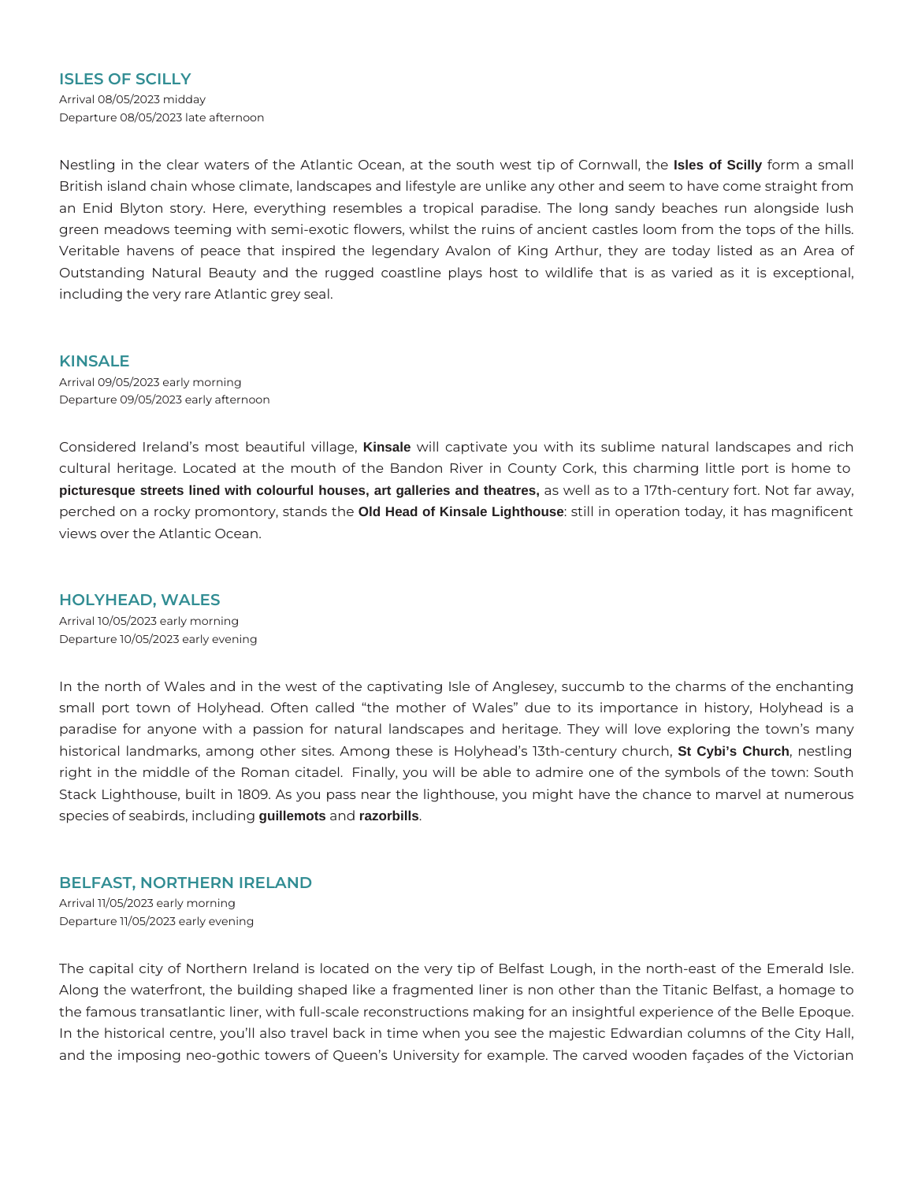## ISLES OF SCILLY

Arrival 08/05/2023 midday
Departure 08/05/2023 late afternoon

Nestling in the clear waters of the Atlantic Ocean, at the south west tip of Cornwall, the **Isles of Scilly** form a small British island chain whose climate, landscapes and lifestyle are unlike any other and seem to have come straight from an Enid Blyton story. Here, everything resembles a tropical paradise. The long sandy beaches run alongside lush green meadows teeming with semi-exotic flowers, whilst the ruins of ancient castles loom from the tops of the hills. Veritable havens of peace that inspired the legendary Avalon of King Arthur, they are today listed as an Area of Outstanding Natural Beauty and the rugged coastline plays host to wildlife that is as varied as it is exceptional, including the very rare Atlantic grey seal.

## KINSALE

Arrival 09/05/2023 early morning
Departure 09/05/2023 early afternoon

Considered Ireland's most beautiful village, **Kinsale** will captivate you with its sublime natural landscapes and rich cultural heritage. Located at the mouth of the Bandon River in County Cork, this charming little port is home to **picturesque streets lined with colourful houses, art galleries and theatres,** as well as to a 17th-century fort. Not far away, perched on a rocky promontory, stands the **Old Head of Kinsale Lighthouse**: still in operation today, it has magnificent views over the Atlantic Ocean.

## HOLYHEAD, WALES

Arrival 10/05/2023 early morning
Departure 10/05/2023 early evening

In the north of Wales and in the west of the captivating Isle of Anglesey, succumb to the charms of the enchanting small port town of Holyhead. Often called "the mother of Wales" due to its importance in history, Holyhead is a paradise for anyone with a passion for natural landscapes and heritage. They will love exploring the town's many historical landmarks, among other sites. Among these is Holyhead's 13th-century church, **St Cybi's Church**, nestling right in the middle of the Roman citadel. Finally, you will be able to admire one of the symbols of the town: South Stack Lighthouse, built in 1809. As you pass near the lighthouse, you might have the chance to marvel at numerous species of seabirds, including **guillemots** and **razorbills**.

## BELFAST, NORTHERN IRELAND

Arrival 11/05/2023 early morning
Departure 11/05/2023 early evening

The capital city of Northern Ireland is located on the very tip of Belfast Lough, in the north-east of the Emerald Isle. Along the waterfront, the building shaped like a fragmented liner is non other than the Titanic Belfast, a homage to the famous transatlantic liner, with full-scale reconstructions making for an insightful experience of the Belle Epoque. In the historical centre, you'll also travel back in time when you see the majestic Edwardian columns of the City Hall, and the imposing neo-gothic towers of Queen's University for example. The carved wooden façades of the Victorian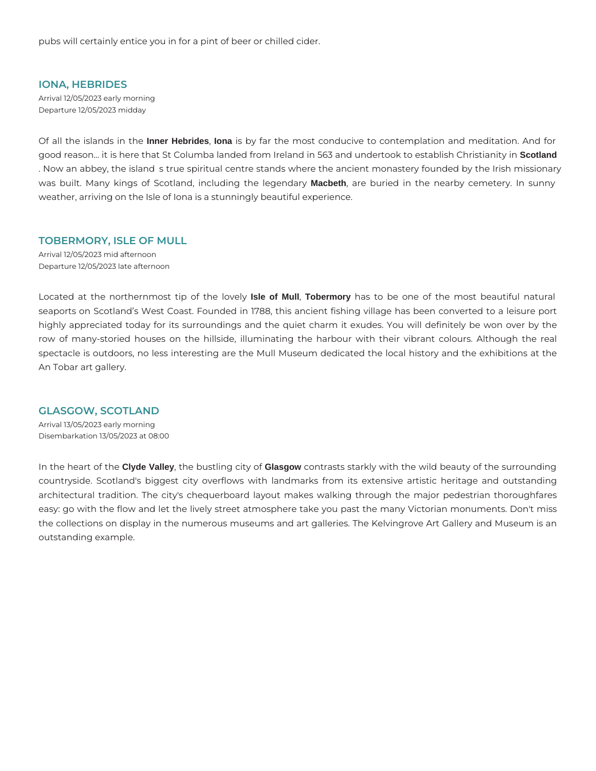pubs will certainly entice you in for a pint of beer or chilled cider.

## IONA, HEBRIDES

Arrival 12/05/2023 early morning
Departure 12/05/2023 midday

Of all the islands in the **Inner Hebrides**, **Iona** is by far the most conducive to contemplation and meditation. And for good reason… it is here that St Columba landed from Ireland in 563 and undertook to establish Christianity in **Scotland** . Now an abbey, the island s true spiritual centre stands where the ancient monastery founded by the Irish missionary was built. Many kings of Scotland, including the legendary **Macbeth**, are buried in the nearby cemetery. In sunny weather, arriving on the Isle of Iona is a stunningly beautiful experience.

## TOBERMORY, ISLE OF MULL

Arrival 12/05/2023 mid afternoon
Departure 12/05/2023 late afternoon

Located at the northernmost tip of the lovely **Isle of Mull**, **Tobermory** has to be one of the most beautiful natural seaports on Scotland's West Coast. Founded in 1788, this ancient fishing village has been converted to a leisure port highly appreciated today for its surroundings and the quiet charm it exudes. You will definitely be won over by the row of many-storied houses on the hillside, illuminating the harbour with their vibrant colours. Although the real spectacle is outdoors, no less interesting are the Mull Museum dedicated the local history and the exhibitions at the An Tobar art gallery.

## GLASGOW, SCOTLAND

Arrival 13/05/2023 early morning
Disembarkation 13/05/2023 at 08:00

In the heart of the **Clyde Valley**, the bustling city of **Glasgow** contrasts starkly with the wild beauty of the surrounding countryside. Scotland's biggest city overflows with landmarks from its extensive artistic heritage and outstanding architectural tradition. The city's chequerboard layout makes walking through the major pedestrian thoroughfares easy: go with the flow and let the lively street atmosphere take you past the many Victorian monuments. Don't miss the collections on display in the numerous museums and art galleries. The Kelvingrove Art Gallery and Museum is an outstanding example.